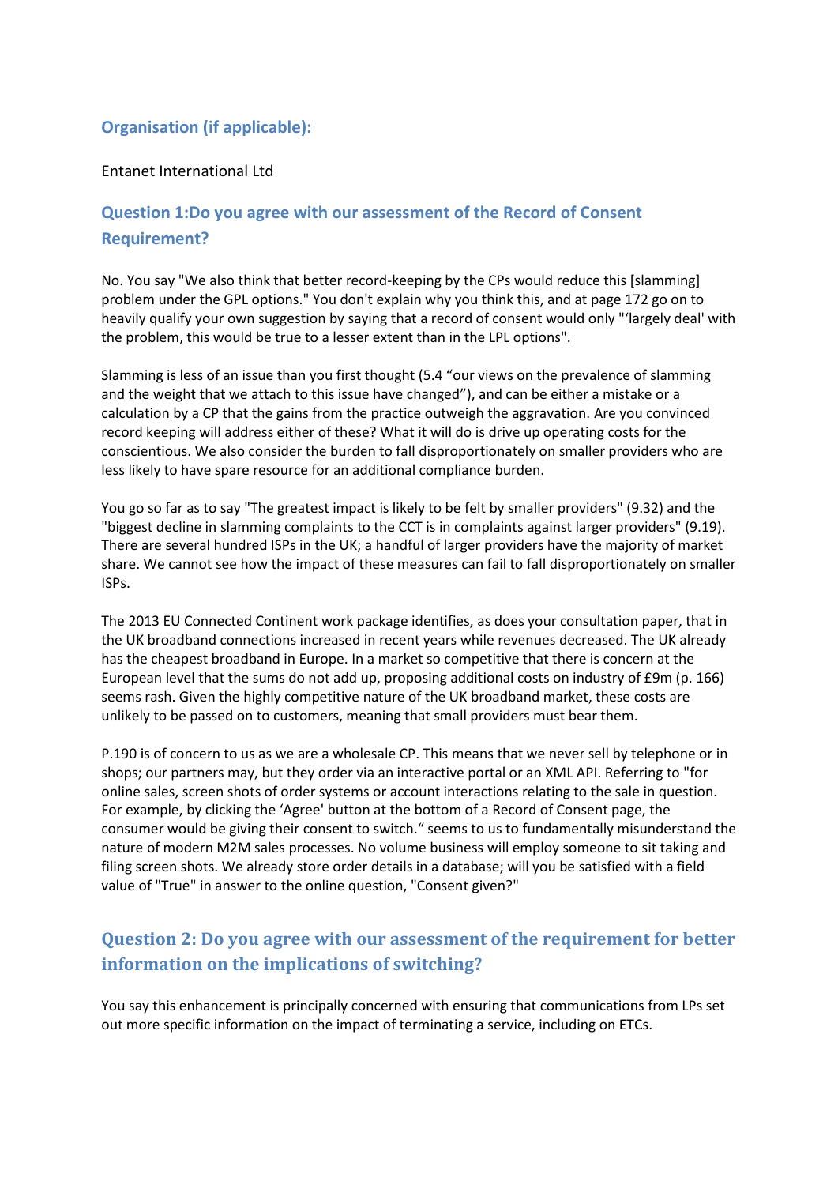## Organisation (if applicable):

Entanet International Ltd

## Question 1:Do you agree with our assessment of the Record of Consent Requirement?

No. You say "We also think that better record-keeping by the CPs would reduce this [slamming] problem under the GPL options." You don't explain why you think this, and at page 172 go on to heavily qualify your own suggestion by saying that a record of consent would only "'largely deal' with the problem, this would be true to a lesser extent than in the LPL options".

Slamming is less of an issue than you first thought (5.4 "our views on the prevalence of slamming and the weight that we attach to this issue have changed"), and can be either a mistake or a calculation by a CP that the gains from the practice outweigh the aggravation. Are you convinced record keeping will address either of these? What it will do is drive up operating costs for the conscientious. We also consider the burden to fall disproportionately on smaller providers who are less likely to have spare resource for an additional compliance burden.

You go so far as to say "The greatest impact is likely to be felt by smaller providers" (9.32) and the "biggest decline in slamming complaints to the CCT is in complaints against larger providers" (9.19). There are several hundred ISPs in the UK; a handful of larger providers have the majority of market share. We cannot see how the impact of these measures can fail to fall disproportionately on smaller ISPs.

The 2013 EU Connected Continent work package identifies, as does your consultation paper, that in the UK broadband connections increased in recent years while revenues decreased. The UK already has the cheapest broadband in Europe. In a market so competitive that there is concern at the European level that the sums do not add up, proposing additional costs on industry of £9m (p. 166) seems rash. Given the highly competitive nature of the UK broadband market, these costs are unlikely to be passed on to customers, meaning that small providers must bear them.

P.190 is of concern to us as we are a wholesale CP. This means that we never sell by telephone or in shops; our partners may, but they order via an interactive portal or an XML API. Referring to "for online sales, screen shots of order systems or account interactions relating to the sale in question. For example, by clicking the 'Agree' button at the bottom of a Record of Consent page, the consumer would be giving their consent to switch." seems to us to fundamentally misunderstand the nature of modern M2M sales processes. No volume business will employ someone to sit taking and filing screen shots. We already store order details in a database; will you be satisfied with a field value of "True" in answer to the online question, "Consent given?"

## Question 2: Do you agree with our assessment of the requirement for better information on the implications of switching?

You say this enhancement is principally concerned with ensuring that communications from LPs set out more specific information on the impact of terminating a service, including on ETCs.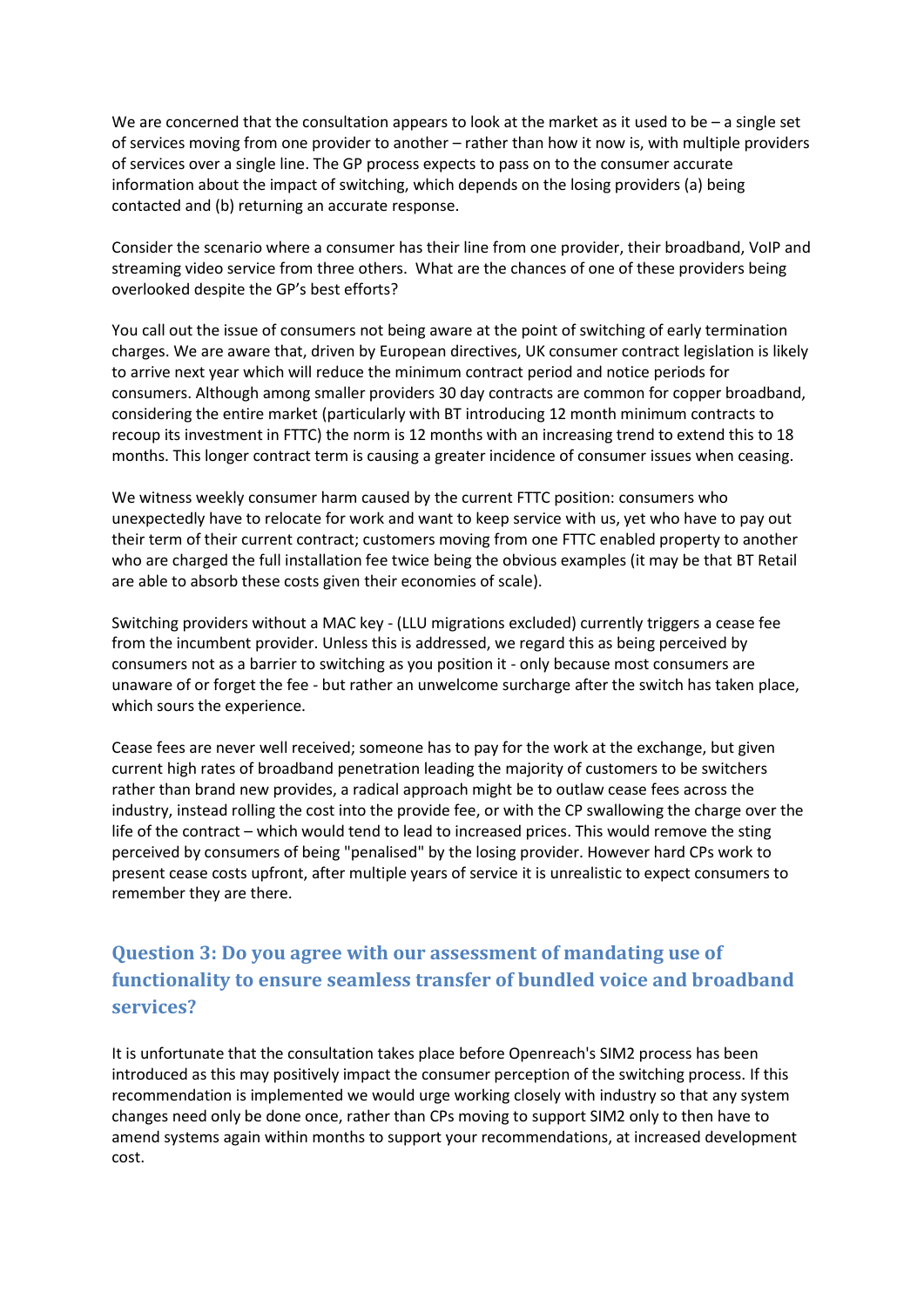We are concerned that the consultation appears to look at the market as it used to be – a single set of services moving from one provider to another – rather than how it now is, with multiple providers of services over a single line. The GP process expects to pass on to the consumer accurate information about the impact of switching, which depends on the losing providers (a) being contacted and (b) returning an accurate response.

Consider the scenario where a consumer has their line from one provider, their broadband, VoIP and streaming video service from three others. What are the chances of one of these providers being overlooked despite the GP's best efforts?

You call out the issue of consumers not being aware at the point of switching of early termination charges. We are aware that, driven by European directives, UK consumer contract legislation is likely to arrive next year which will reduce the minimum contract period and notice periods for consumers. Although among smaller providers 30 day contracts are common for copper broadband, considering the entire market (particularly with BT introducing 12 month minimum contracts to recoup its investment in FTTC) the norm is 12 months with an increasing trend to extend this to 18 months. This longer contract term is causing a greater incidence of consumer issues when ceasing.

We witness weekly consumer harm caused by the current FTTC position: consumers who unexpectedly have to relocate for work and want to keep service with us, yet who have to pay out their term of their current contract; customers moving from one FTTC enabled property to another who are charged the full installation fee twice being the obvious examples (it may be that BT Retail are able to absorb these costs given their economies of scale).

Switching providers without a MAC key - (LLU migrations excluded) currently triggers a cease fee from the incumbent provider. Unless this is addressed, we regard this as being perceived by consumers not as a barrier to switching as you position it - only because most consumers are unaware of or forget the fee - but rather an unwelcome surcharge after the switch has taken place, which sours the experience.

Cease fees are never well received; someone has to pay for the work at the exchange, but given current high rates of broadband penetration leading the majority of customers to be switchers rather than brand new provides, a radical approach might be to outlaw cease fees across the industry, instead rolling the cost into the provide fee, or with the CP swallowing the charge over the life of the contract – which would tend to lead to increased prices. This would remove the sting perceived by consumers of being "penalised" by the losing provider. However hard CPs work to present cease costs upfront, after multiple years of service it is unrealistic to expect consumers to remember they are there.

## Question 3: Do you agree with our assessment of mandating use of functionality to ensure seamless transfer of bundled voice and broadband services?

It is unfortunate that the consultation takes place before Openreach's SIM2 process has been introduced as this may positively impact the consumer perception of the switching process. If this recommendation is implemented we would urge working closely with industry so that any system changes need only be done once, rather than CPs moving to support SIM2 only to then have to amend systems again within months to support your recommendations, at increased development cost.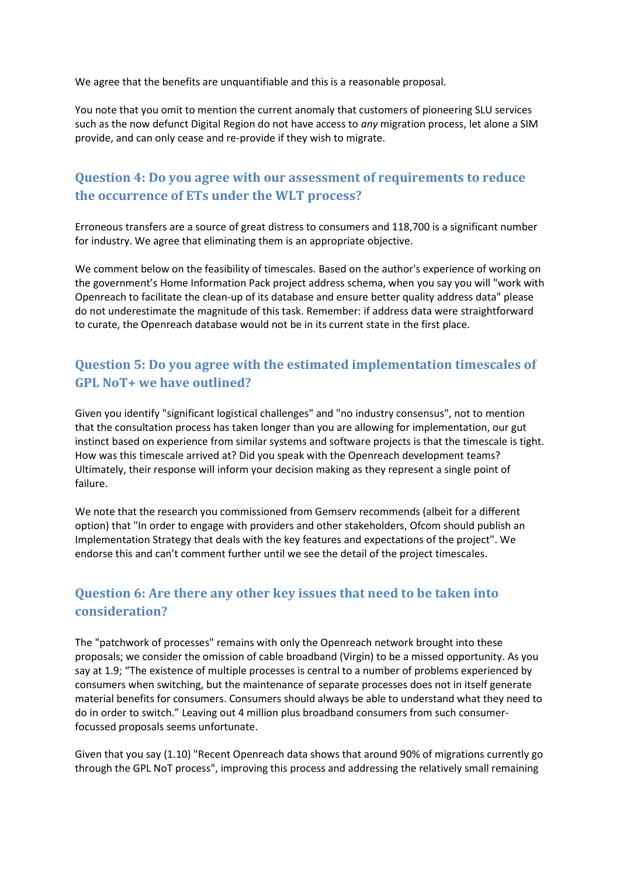We agree that the benefits are unquantifiable and this is a reasonable proposal.

You note that you omit to mention the current anomaly that customers of pioneering SLU services such as the now defunct Digital Region do not have access to *any* migration process, let alone a SIM provide, and can only cease and re-provide if they wish to migrate.

## Question 4: Do you agree with our assessment of requirements to reduce the occurrence of ETs under the WLT process?

Erroneous transfers are a source of great distress to consumers and 118,700 is a significant number for industry. We agree that eliminating them is an appropriate objective.

We comment below on the feasibility of timescales. Based on the author's experience of working on the government's Home Information Pack project address schema, when you say you will "work with Openreach to facilitate the clean-up of its database and ensure better quality address data" please do not underestimate the magnitude of this task. Remember: if address data were straightforward to curate, the Openreach database would not be in its current state in the first place.

## Question 5: Do you agree with the estimated implementation timescales of GPL NoT+ we have outlined?

Given you identify "significant logistical challenges" and "no industry consensus", not to mention that the consultation process has taken longer than you are allowing for implementation, our gut instinct based on experience from similar systems and software projects is that the timescale is tight. How was this timescale arrived at? Did you speak with the Openreach development teams? Ultimately, their response will inform your decision making as they represent a single point of failure.

We note that the research you commissioned from Gemserv recommends (albeit for a different option) that "In order to engage with providers and other stakeholders, Ofcom should publish an Implementation Strategy that deals with the key features and expectations of the project". We endorse this and can't comment further until we see the detail of the project timescales.

## Question 6: Are there any other key issues that need to be taken into consideration?

The "patchwork of processes" remains with only the Openreach network brought into these proposals; we consider the omission of cable broadband (Virgin) to be a missed opportunity. As you say at 1.9; "The existence of multiple processes is central to a number of problems experienced by consumers when switching, but the maintenance of separate processes does not in itself generate material benefits for consumers. Consumers should always be able to understand what they need to do in order to switch." Leaving out 4 million plus broadband consumers from such consumer-focussed proposals seems unfortunate.

Given that you say (1.10) "Recent Openreach data shows that around 90% of migrations currently go through the GPL NoT process", improving this process and addressing the relatively small remaining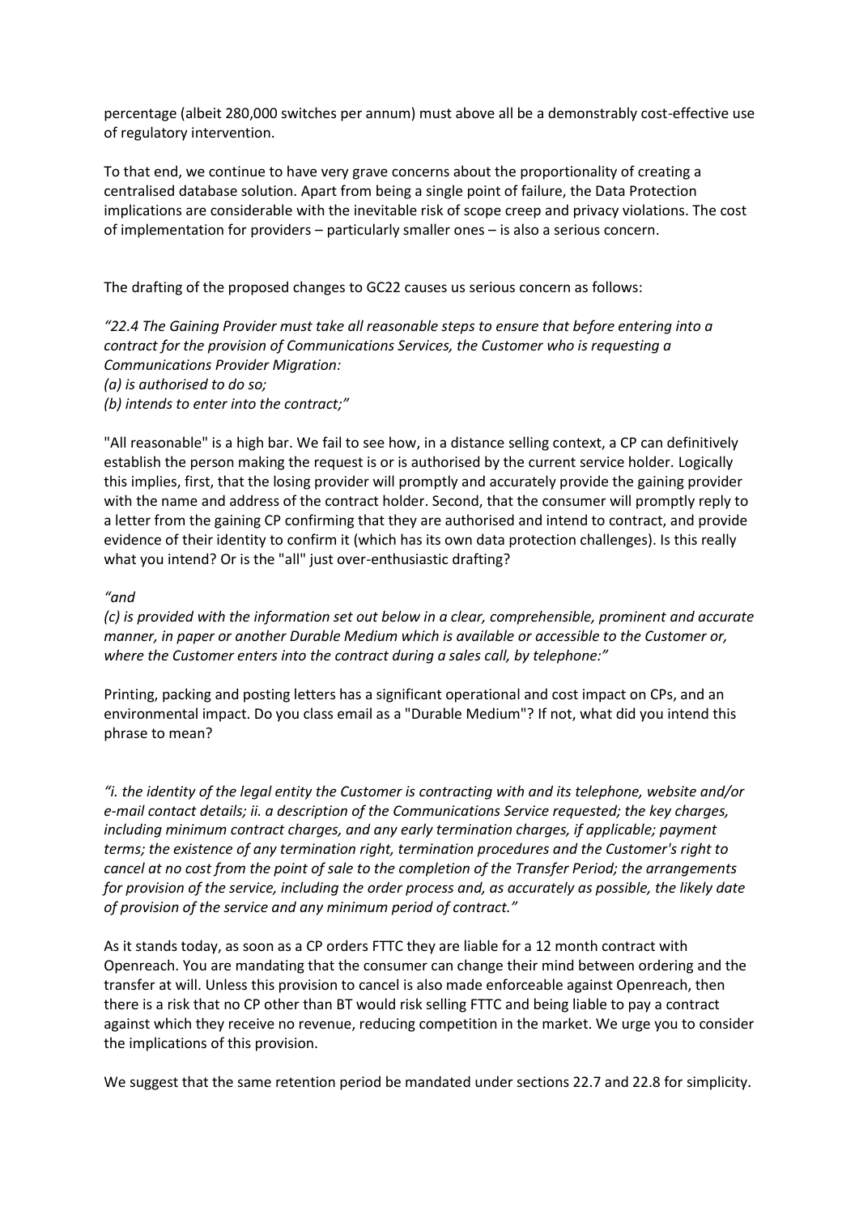percentage (albeit 280,000 switches per annum) must above all be a demonstrably cost-effective use of regulatory intervention.

To that end, we continue to have very grave concerns about the proportionality of creating a centralised database solution. Apart from being a single point of failure, the Data Protection implications are considerable with the inevitable risk of scope creep and privacy violations. The cost of implementation for providers – particularly smaller ones – is also a serious concern.

The drafting of the proposed changes to GC22 causes us serious concern as follows:

*"22.4 The Gaining Provider must take all reasonable steps to ensure that before entering into a contract for the provision of Communications Services, the Customer who is requesting a Communications Provider Migration:*
*(a) is authorised to do so;*
*(b) intends to enter into the contract;"*

"All reasonable" is a high bar. We fail to see how, in a distance selling context, a CP can definitively establish the person making the request is or is authorised by the current service holder. Logically this implies, first, that the losing provider will promptly and accurately provide the gaining provider with the name and address of the contract holder. Second, that the consumer will promptly reply to a letter from the gaining CP confirming that they are authorised and intend to contract, and provide evidence of their identity to confirm it (which has its own data protection challenges). Is this really what you intend? Or is the "all" just over-enthusiastic drafting?

*"and*
*(c) is provided with the information set out below in a clear, comprehensible, prominent and accurate manner, in paper or another Durable Medium which is available or accessible to the Customer or, where the Customer enters into the contract during a sales call, by telephone:"*

Printing, packing and posting letters has a significant operational and cost impact on CPs, and an environmental impact. Do you class email as a "Durable Medium"? If not, what did you intend this phrase to mean?

*"i. the identity of the legal entity the Customer is contracting with and its telephone, website and/or e-mail contact details; ii. a description of the Communications Service requested; the key charges, including minimum contract charges, and any early termination charges, if applicable; payment terms; the existence of any termination right, termination procedures and the Customer's right to cancel at no cost from the point of sale to the completion of the Transfer Period; the arrangements for provision of the service, including the order process and, as accurately as possible, the likely date of provision of the service and any minimum period of contract."*

As it stands today, as soon as a CP orders FTTC they are liable for a 12 month contract with Openreach. You are mandating that the consumer can change their mind between ordering and the transfer at will. Unless this provision to cancel is also made enforceable against Openreach, then there is a risk that no CP other than BT would risk selling FTTC and being liable to pay a contract against which they receive no revenue, reducing competition in the market. We urge you to consider the implications of this provision.

We suggest that the same retention period be mandated under sections 22.7 and 22.8 for simplicity.